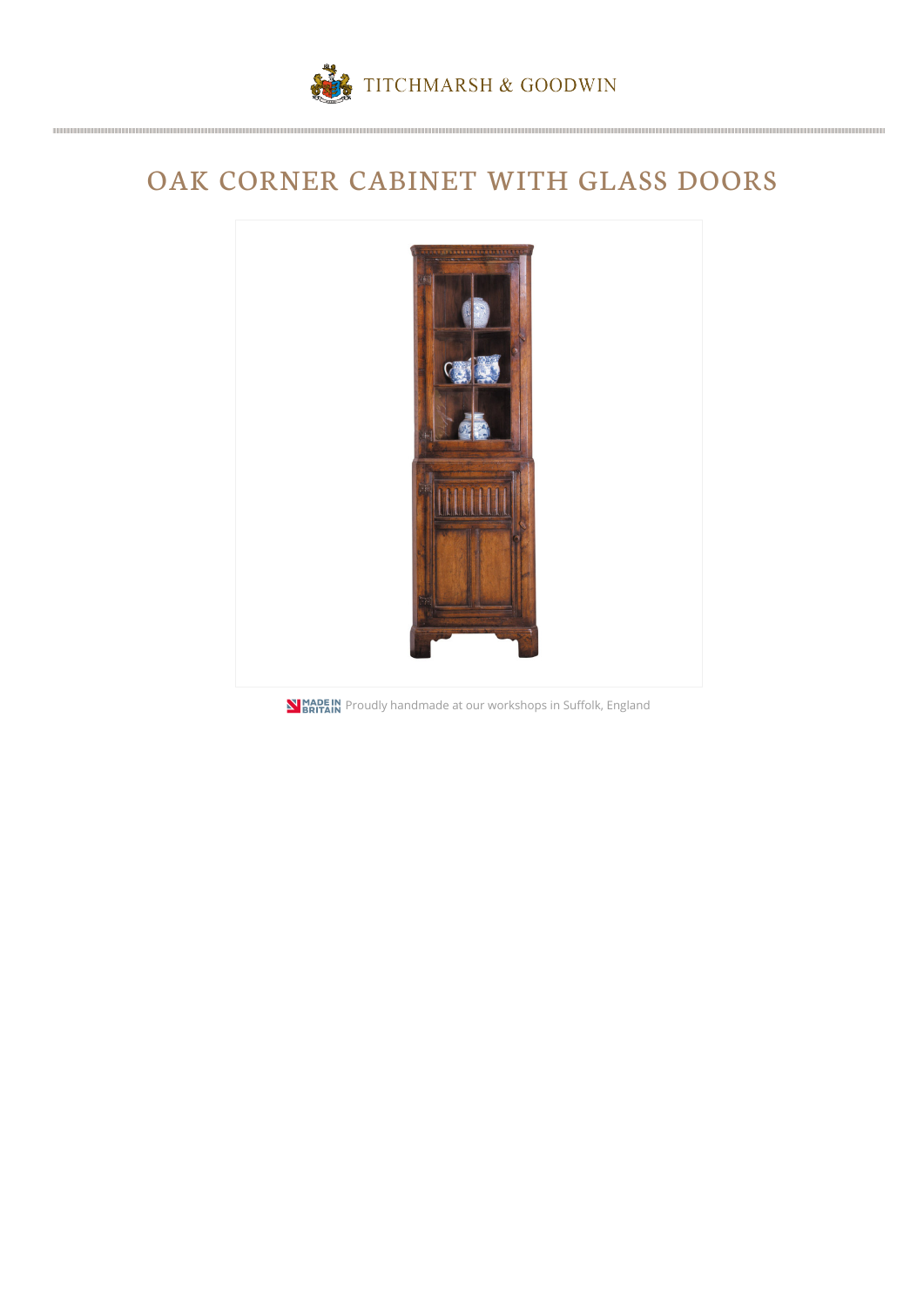TITCHMARSH & GOODWIN

# OAK CORNER CABINET WITH GLASS DOORS

MADE IN BRITAIN Proudly handmade at our workshops in Suffolk, England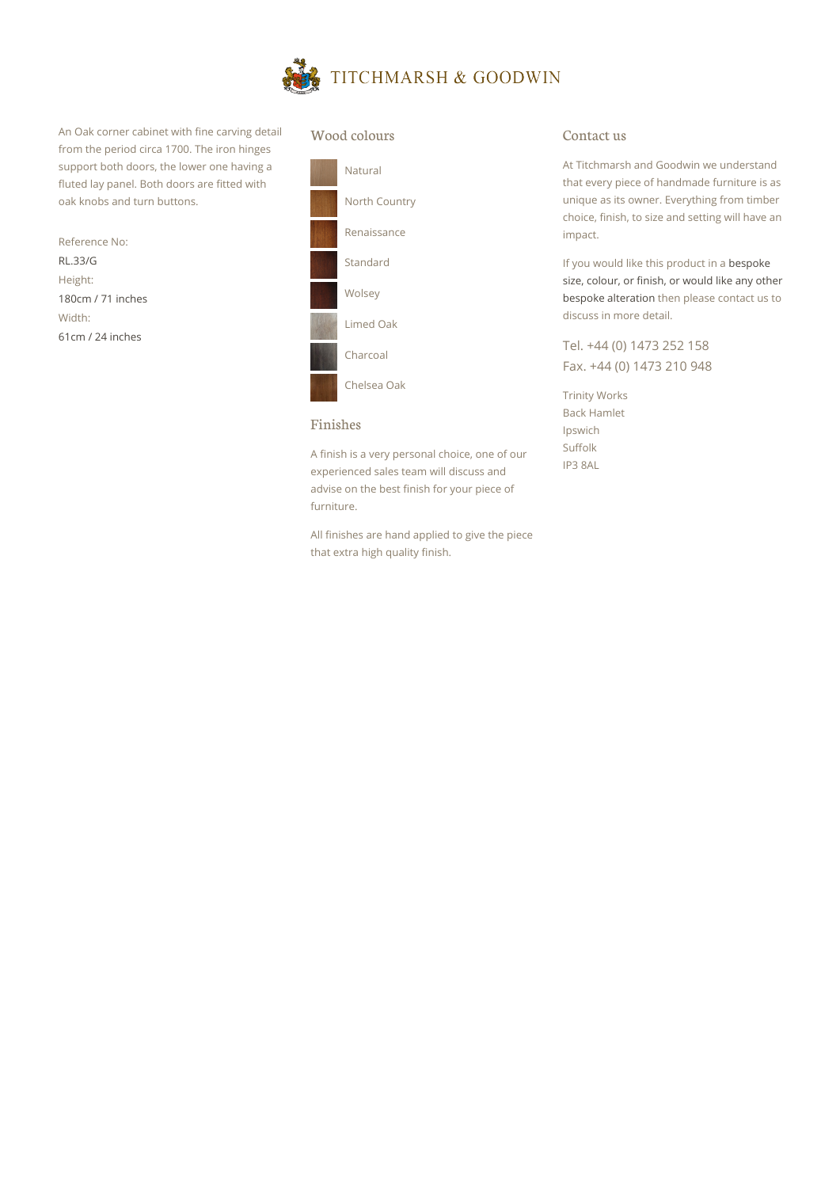# TITCHMARSH & GOODWIN

An Oak corner cabinet with fine carving detail from the period circa 1700. The iron hinges support both doors, the lower one having a fluted lay panel. Both doors are fitted with oak knobs and turn buttons.

Reference No:
RL.33/G
Height:
180cm / 71 inches
Width:
61cm / 24 inches

## Wood colours

- Natural
- North Country
- Renaissance
- Standard
- Wolsey
- Limed Oak
- Charcoal
- Chelsea Oak

## Finishes

A finish is a very personal choice, one of our experienced sales team will discuss and advise on the best finish for your piece of furniture.

All finishes are hand applied to give the piece that extra high quality finish.

## Contact us

At Titchmarsh and Goodwin we understand that every piece of handmade furniture is as unique as its owner. Everything from timber choice, finish, to size and setting will have an impact.

If you would like this product in a bespoke size, colour, or finish, or would like any other bespoke alteration then please contact us to discuss in more detail.

Tel. +44 (0) 1473 252 158
Fax. +44 (0) 1473 210 948

Trinity Works
Back Hamlet
Ipswich
Suffolk
IP3 8AL